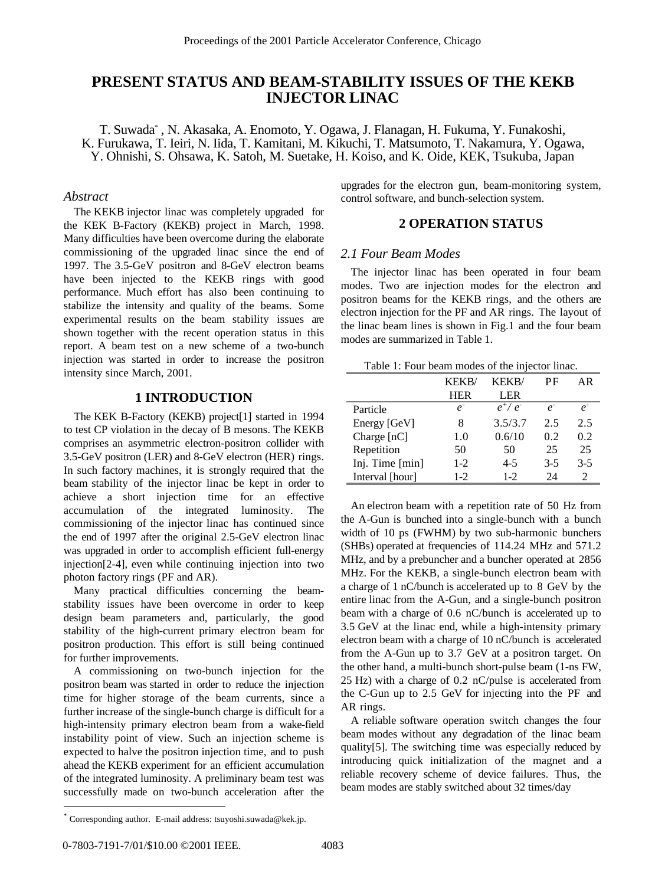# PRESENT STATUS AND BEAM-STABILITY ISSUES OF THE KEKB INJECTOR LINAC

T. Suwada[*] , N. Akasaka, A. Enomoto, Y. Ogawa, J. Flanagan, H. Fukuma, Y. Funakoshi, K. Furukawa, T. Ieiri, N. Iida, T. Kamitani, M. Kikuchi, T. Matsumoto, T. Nakamura, Y. Ogawa, Y. Ohnishi, S. Ohsawa, K. Satoh, M. Suetake, H. Koiso, and K. Oide, KEK, Tsukuba, Japan

## *Abstract*

The KEKB injector linac was completely upgraded for the KEK B-Factory (KEKB) project in March, 1998. Many difficulties have been overcome during the elaborate commissioning of the upgraded linac since the end of 1997. The 3.5-GeV positron and 8-GeV electron beams have been injected to the KEKB rings with good performance. Much effort has also been continuing to stabilize the intensity and quality of the beams. Some experimental results on the beam stability issues are shown together with the recent operation status in this report. A beam test on a new scheme of a two-bunch injection was started in order to increase the positron intensity since March, 2001.

## 1 INTRODUCTION

The KEK B-Factory (KEKB) project[1] started in 1994 to test CP violation in the decay of B mesons. The KEKB comprises an asymmetric electron-positron collider with 3.5-GeV positron (LER) and 8-GeV electron (HER) rings. In such factory machines, it is strongly required that the beam stability of the injector linac be kept in order to achieve a short injection time for an effective accumulation of the integrated luminosity. The commissioning of the injector linac has continued since the end of 1997 after the original 2.5-GeV electron linac was upgraded in order to accomplish efficient full-energy injection[2-4], even while continuing injection into two photon factory rings (PF and AR).

Many practical difficulties concerning the beam-stability issues have been overcome in order to keep design beam parameters and, particularly, the good stability of the high-current primary electron beam for positron production. This effort is still being continued for further improvements.

A commissioning on two-bunch injection for the positron beam was started in order to reduce the injection time for higher storage of the beam currents, since a further increase of the single-bunch charge is difficult for a high-intensity primary electron beam from a wake-field instability point of view. Such an injection scheme is expected to halve the positron injection time, and to push ahead the KEKB experiment for an efficient accumulation of the integrated luminosity. A preliminary beam test was successfully made on two-bunch acceleration after the upgrades for the electron gun, beam-monitoring system, control software, and bunch-selection system.

## 2 OPERATION STATUS

### *2.1 Four Beam Modes*

The injector linac has been operated in four beam modes. Two are injection modes for the electron and positron beams for the KEKB rings, and the others are electron injection for the PF and AR rings. The layout of the linac beam lines is shown in Fig.1 and the four beam modes are summarized in Table 1.

Table 1: Four beam modes of the injector linac.

| | KEKB/ HER | KEKB/ LER | PF | AR |
|---|---|---|---|---|
| Particle | $e^-$ | $e^+/e^-$ | $e^-$ | $e^-$ |
| Energy [GeV] | 8 | 3.5/3.7 | 2.5 | 2.5 |
| Charge [nC] | 1.0 | 0.6/10 | 0.2 | 0.2 |
| Repetition | 50 | 50 | 25 | 25 |
| Inj. Time [min] | 1-2 | 4-5 | 3-5 | 3-5 |
| Interval [hour] | 1-2 | 1-2 | 24 | 2 |

An electron beam with a repetition rate of 50 Hz from the A-Gun is bunched into a single-bunch with a bunch width of 10 ps (FWHM) by two sub-harmonic bunchers (SHBs) operated at frequencies of 114.24 MHz and 571.2 MHz, and by a prebuncher and a buncher operated at 2856 MHz. For the KEKB, a single-bunch electron beam with a charge of 1 nC/bunch is accelerated up to 8 GeV by the entire linac from the A-Gun, and a single-bunch positron beam with a charge of 0.6 nC/bunch is accelerated up to 3.5 GeV at the linac end, while a high-intensity primary electron beam with a charge of 10 nC/bunch is accelerated from the A-Gun up to 3.7 GeV at a positron target. On the other hand, a multi-bunch short-pulse beam (1-ns FW, 25 Hz) with a charge of 0.2 nC/pulse is accelerated from the C-Gun up to 2.5 GeV for injecting into the PF and AR rings.

A reliable software operation switch changes the four beam modes without any degradation of the linac beam quality[5]. The switching time was especially reduced by introducing quick initialization of the magnet and a reliable recovery scheme of device failures. Thus, the beam modes are stably switched about 32 times/day

[*] Corresponding author. E-mail address: tsuyoshi.suwada@kek.jp.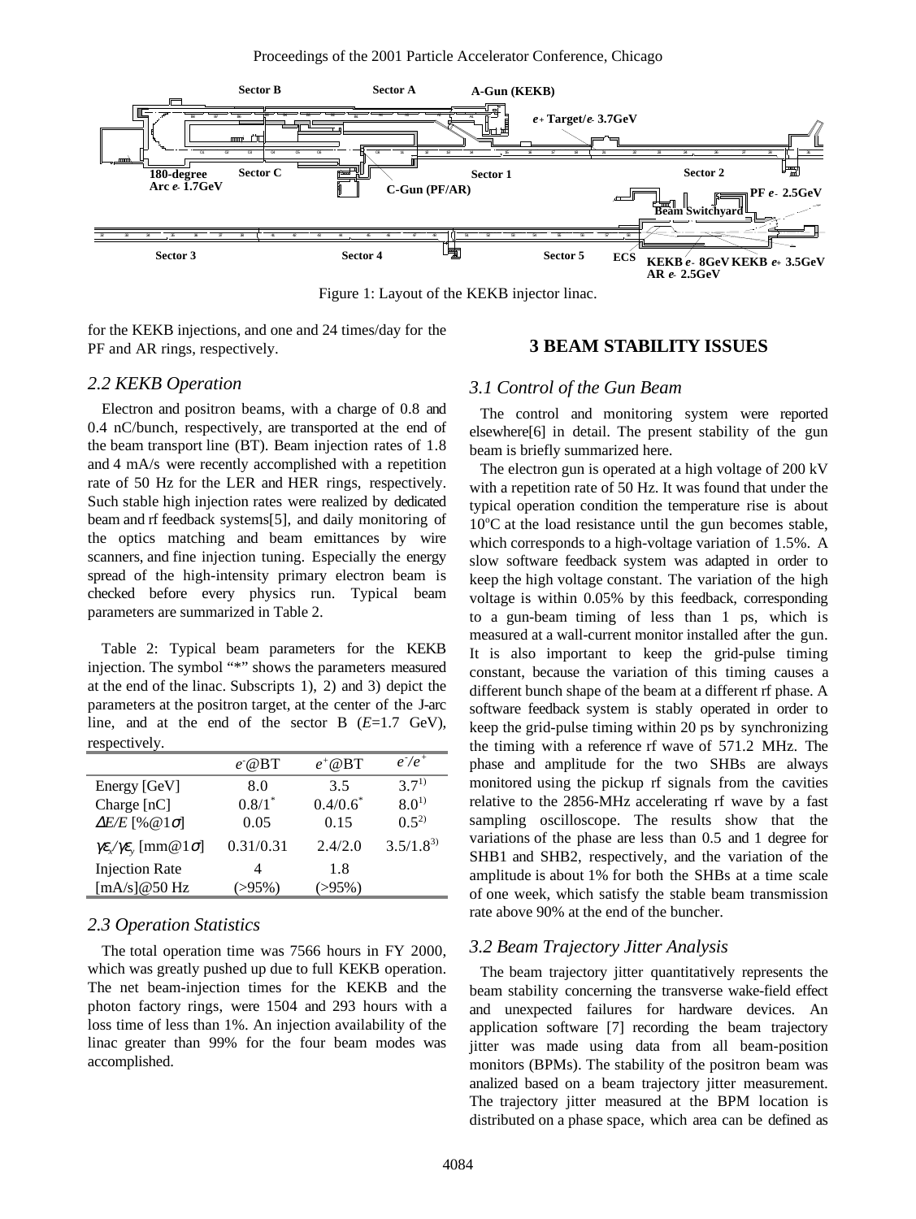Figure 1: Layout of the KEKB injector linac.

for the KEKB injections, and one and 24 times/day for the PF and AR rings, respectively.

### 2.2 KEKB Operation

Electron and positron beams, with a charge of 0.8 and 0.4 nC/bunch, respectively, are transported at the end of the beam transport line (BT). Beam injection rates of 1.8 and 4 mA/s were recently accomplished with a repetition rate of 50 Hz for the LER and HER rings, respectively. Such stable high injection rates were realized by dedicated beam and rf feedback systems[5], and daily monitoring of the optics matching and beam emittances by wire scanners, and fine injection tuning. Especially the energy spread of the high-intensity primary electron beam is checked before every physics run. Typical beam parameters are summarized in Table 2.

Table 2: Typical beam parameters for the KEKB injection. The symbol "*" shows the parameters measured at the end of the linac. Subscripts 1), 2) and 3) depict the parameters at the positron target, at the center of the J-arc line, and at the end of the sector B ($E$=1.7 GeV), respectively.

| | $e^-$@BT | $e^+$@BT | $e^-/e^+$ |
|---|---|---|---|
| Energy [GeV] | 8.0 | 3.5 | $3.7^{1)}$ |
| Charge [nC] | $0.8/1^*$ | $0.4/0.6^*$ | $8.0^{1)}$ |
| $\Delta E/E$ [%@1$\sigma$] | 0.05 | 0.15 | $0.5^{2)}$ |
| $\gamma\varepsilon_x/\gamma\varepsilon_y$ [mm@1$\sigma$] | 0.31/0.31 | 2.4/2.0 | $3.5/1.8^{3)}$ |
| Injection Rate [mA/s]@50 Hz | 4 (>95%) | 1.8 (>95%) | |

### 2.3 Operation Statistics

The total operation time was 7566 hours in FY 2000, which was greatly pushed up due to full KEKB operation. The net beam-injection times for the KEKB and the photon factory rings, were 1504 and 293 hours with a loss time of less than 1%. An injection availability of the linac greater than 99% for the four beam modes was accomplished.

## 3 BEAM STABILITY ISSUES

### 3.1 Control of the Gun Beam

The control and monitoring system were reported elsewhere[6] in detail. The present stability of the gun beam is briefly summarized here.

The electron gun is operated at a high voltage of 200 kV with a repetition rate of 50 Hz. It was found that under the typical operation condition the temperature rise is about 10°C at the load resistance until the gun becomes stable, which corresponds to a high-voltage variation of 1.5%. A slow software feedback system was adapted in order to keep the high voltage constant. The variation of the high voltage is within 0.05% by this feedback, corresponding to a gun-beam timing of less than 1 ps, which is measured at a wall-current monitor installed after the gun. It is also important to keep the grid-pulse timing constant, because the variation of this timing causes a different bunch shape of the beam at a different rf phase. A software feedback system is stably operated in order to keep the grid-pulse timing within 20 ps by synchronizing the timing with a reference rf wave of 571.2 MHz. The phase and amplitude for the two SHBs are always monitored using the pickup rf signals from the cavities relative to the 2856-MHz accelerating rf wave by a fast sampling oscilloscope. The results show that the variations of the phase are less than 0.5 and 1 degree for SHB1 and SHB2, respectively, and the variation of the amplitude is about 1% for both the SHBs at a time scale of one week, which satisfy the stable beam transmission rate above 90% at the end of the buncher.

### 3.2 Beam Trajectory Jitter Analysis

The beam trajectory jitter quantitatively represents the beam stability concerning the transverse wake-field effect and unexpected failures for hardware devices. An application software [7] recording the beam trajectory jitter was made using data from all beam-position monitors (BPMs). The stability of the positron beam was analized based on a beam trajectory jitter measurement. The trajectory jitter measured at the BPM location is distributed on a phase space, which area can be defined as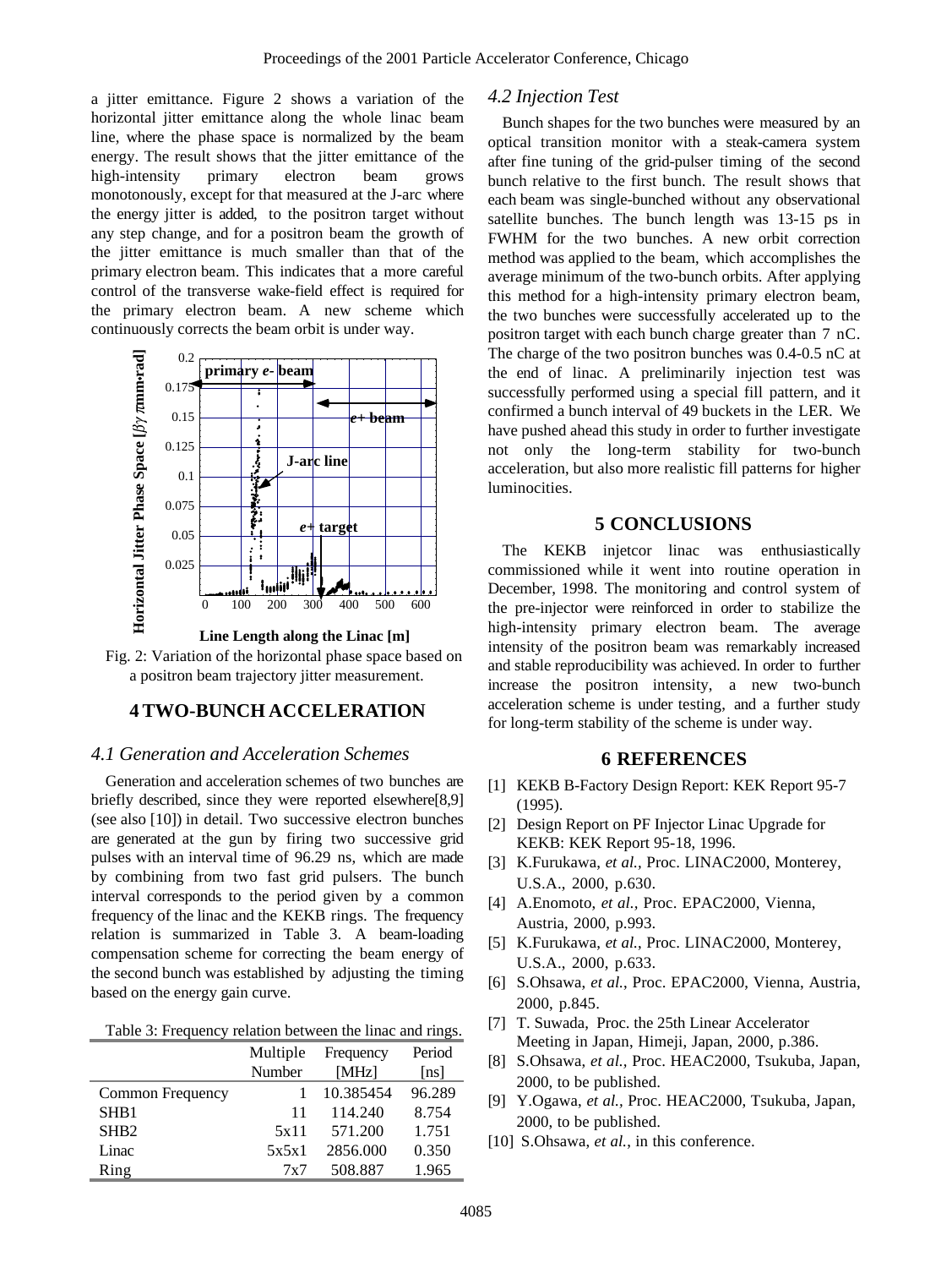a jitter emittance. Figure 2 shows a variation of the horizontal jitter emittance along the whole linac beam line, where the phase space is normalized by the beam energy. The result shows that the jitter emittance of the high-intensity primary electron beam grows monotonously, except for that measured at the J-arc where the energy jitter is added, to the positron target without any step change, and for a positron beam the growth of the jitter emittance is much smaller than that of the primary electron beam. This indicates that a more careful control of the transverse wake-field effect is required for the primary electron beam. A new scheme which continuously corrects the beam orbit is under way.

Horizontal Jitter Phase Space [$\beta\gamma\,\pi$mm•rad]

0.2
0.175
0.15
0.125
0.1
0.075
0.05
0.025

primary *e-* beam

*e+* beam

J-arc line

*e+* target

0 100 200 300 400 500 600

Line Length along the Linac [m]

Fig. 2: Variation of the horizontal phase space based on a positron beam trajectory jitter measurement.

## 4 TWO-BUNCH ACCELERATION

### 4.1 Generation and Acceleration Schemes

Generation and acceleration schemes of two bunches are briefly described, since they were reported elsewhere[8,9] (see also [10]) in detail. Two successive electron bunches are generated at the gun by firing two successive grid pulses with an interval time of 96.29 ns, which are made by combining from two fast grid pulsers. The bunch interval corresponds to the period given by a common frequency of the linac and the KEKB rings. The frequency relation is summarized in Table 3. A beam-loading compensation scheme for correcting the beam energy of the second bunch was established by adjusting the timing based on the energy gain curve.

Table 3: Frequency relation between the linac and rings.

| | Multiple Number | Frequency [MHz] | Period [ns] |
|---|---|---|---|
| Common Frequency | 1 | 10.385454 | 96.289 |
| SHB1 | 11 | 114.240 | 8.754 |
| SHB2 | 5x11 | 571.200 | 1.751 |
| Linac | 5x5x1 | 2856.000 | 0.350 |
| Ring | 7x7 | 508.887 | 1.965 |

### 4.2 Injection Test

Bunch shapes for the two bunches were measured by an optical transition monitor with a steak-camera system after fine tuning of the grid-pulser timing of the second bunch relative to the first bunch. The result shows that each beam was single-bunched without any observational satellite bunches. The bunch length was 13-15 ps in FWHM for the two bunches. A new orbit correction method was applied to the beam, which accomplishes the average minimum of the two-bunch orbits. After applying this method for a high-intensity primary electron beam, the two bunches were successfully accelerated up to the positron target with each bunch charge greater than 7 nC. The charge of the two positron bunches was 0.4-0.5 nC at the end of linac. A preliminarily injection test was successfully performed using a special fill pattern, and it confirmed a bunch interval of 49 buckets in the LER. We have pushed ahead this study in order to further investigate not only the long-term stability for two-bunch acceleration, but also more realistic fill patterns for higher luminocities.

## 5 CONCLUSIONS

The KEKB injetcor linac was enthusiastically commissioned while it went into routine operation in December, 1998. The monitoring and control system of the pre-injector were reinforced in order to stabilize the high-intensity primary electron beam. The average intensity of the positron beam was remarkably increased and stable reproducibility was achieved. In order to further increase the positron intensity, a new two-bunch acceleration scheme is under testing, and a further study for long-term stability of the scheme is under way.

## 6 REFERENCES

[1] KEKB B-Factory Design Report: KEK Report 95-7 (1995).

[2] Design Report on PF Injector Linac Upgrade for KEKB: KEK Report 95-18, 1996.

[3] K.Furukawa, *et al.*, Proc. LINAC2000, Monterey, U.S.A., 2000, p.630.

[4] A.Enomoto, *et al.*, Proc. EPAC2000, Vienna, Austria, 2000, p.993.

[5] K.Furukawa, *et al.*, Proc. LINAC2000, Monterey, U.S.A., 2000, p.633.

[6] S.Ohsawa, *et al.*, Proc. EPAC2000, Vienna, Austria, 2000, p.845.

[7] T. Suwada, Proc. the 25th Linear Accelerator Meeting in Japan, Himeji, Japan, 2000, p.386.

[8] S.Ohsawa, *et al.*, Proc. HEAC2000, Tsukuba, Japan, 2000, to be published.

[9] Y.Ogawa, *et al.*, Proc. HEAC2000, Tsukuba, Japan, 2000, to be published.

[10] S.Ohsawa, *et al.*, in this conference.